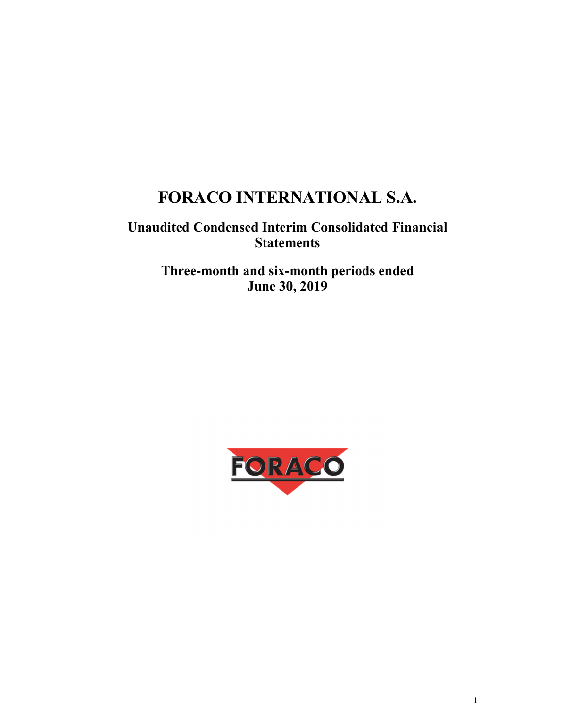# FORACO INTERNATIONAL S.A.

## Unaudited Condensed Interim Consolidated Financial Statements

## Three-month and six-month periods ended June 30, 2019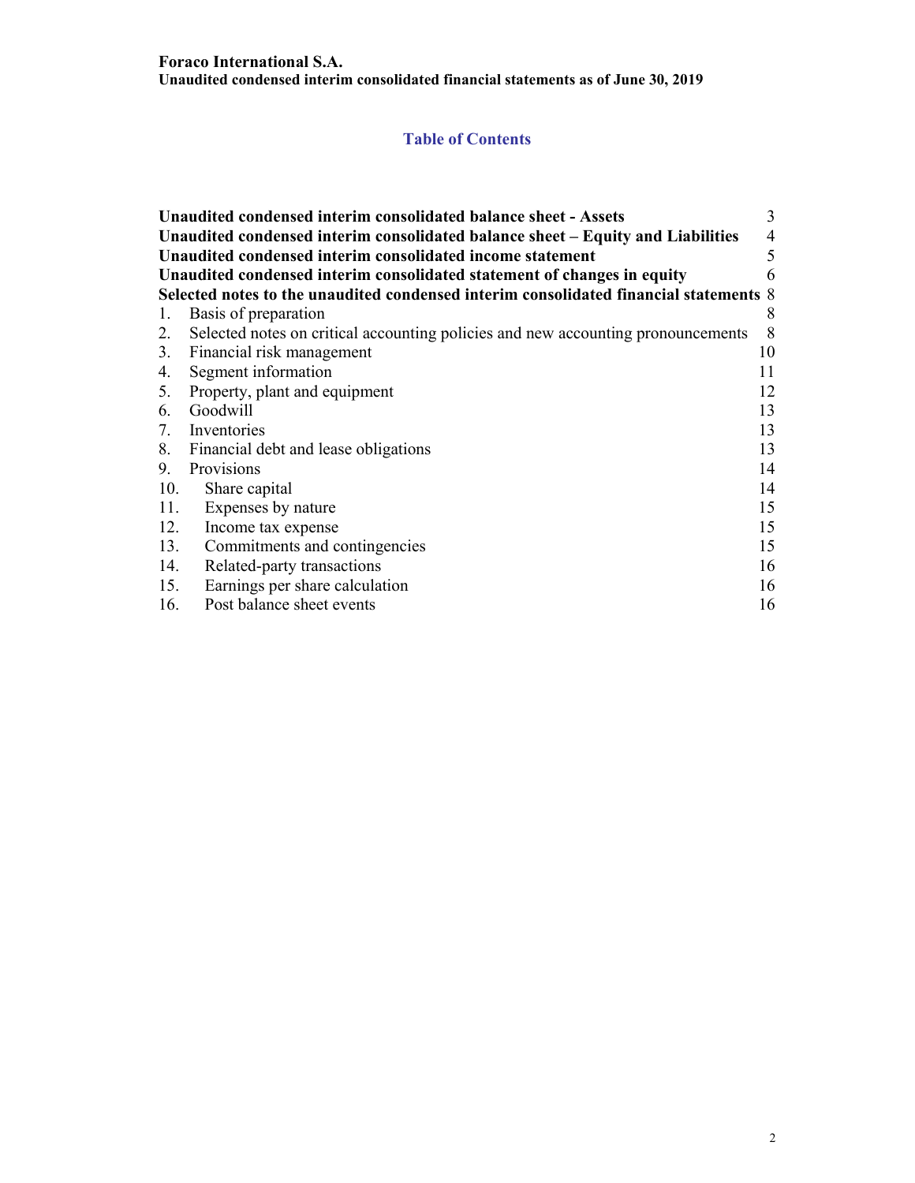**Foraco International S.A.**
**Unaudited condensed interim consolidated financial statements as of June 30, 2019**

## Table of Contents

| | |
|---|---|
| **Unaudited condensed interim consolidated balance sheet - Assets** | 3 |
| **Unaudited condensed interim consolidated balance sheet – Equity and Liabilities** | 4 |
| **Unaudited condensed interim consolidated income statement** | 5 |
| **Unaudited condensed interim consolidated statement of changes in equity** | 6 |
| **Selected notes to the unaudited condensed interim consolidated financial statements** | 8 |
| 1. Basis of preparation | 8 |
| 2. Selected notes on critical accounting policies and new accounting pronouncements | 8 |
| 3. Financial risk management | 10 |
| 4. Segment information | 11 |
| 5. Property, plant and equipment | 12 |
| 6. Goodwill | 13 |
| 7. Inventories | 13 |
| 8. Financial debt and lease obligations | 13 |
| 9. Provisions | 14 |
| 10. Share capital | 14 |
| 11. Expenses by nature | 15 |
| 12. Income tax expense | 15 |
| 13. Commitments and contingencies | 15 |
| 14. Related-party transactions | 16 |
| 15. Earnings per share calculation | 16 |
| 16. Post balance sheet events | 16 |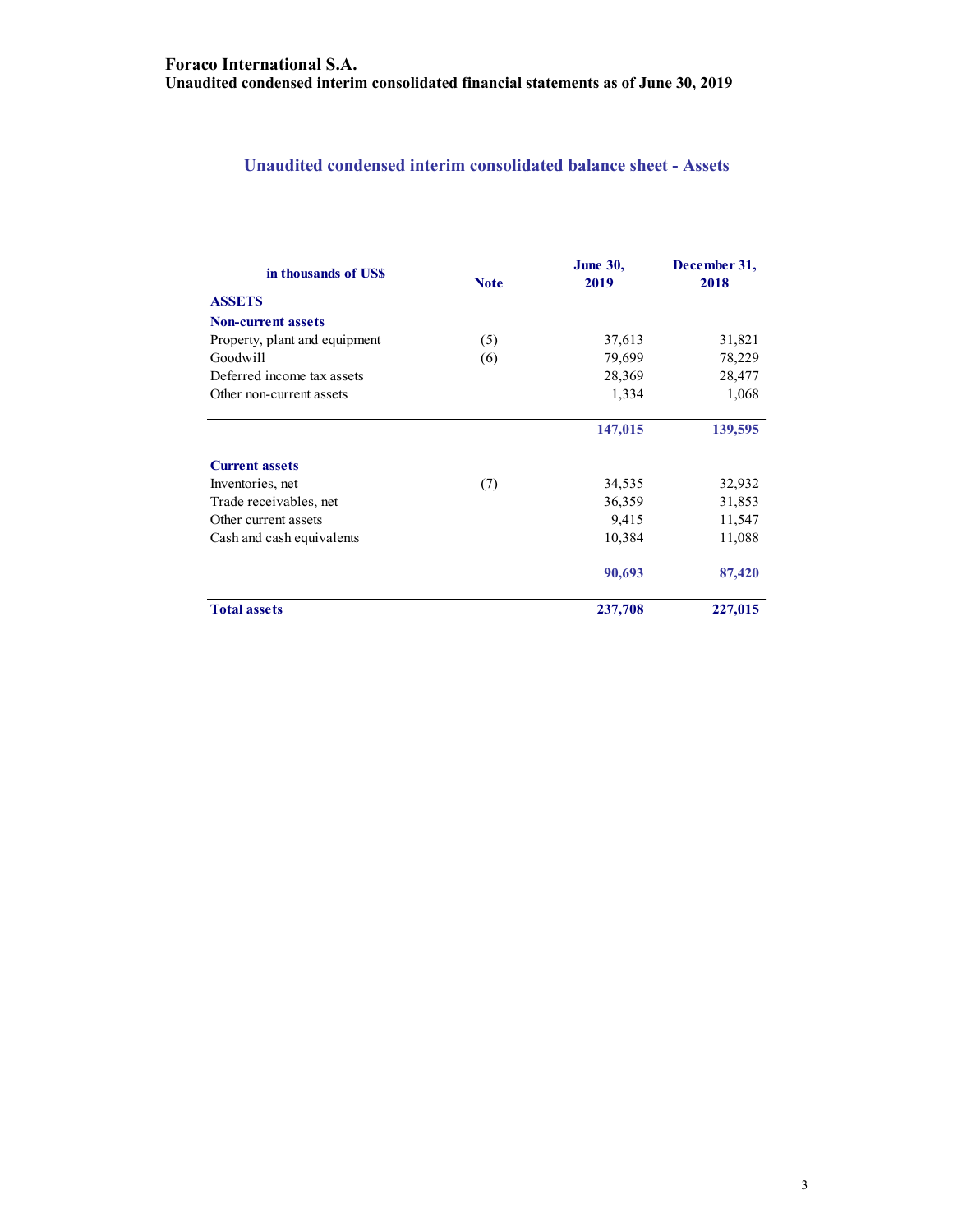## Unaudited condensed interim consolidated balance sheet - Assets

| in thousands of US$ | Note | June 30, 2019 | December 31, 2018 |
|---|---|---|---|
| **ASSETS** | | | |
| **Non-current assets** | | | |
| Property, plant and equipment | (5) | 37,613 | 31,821 |
| Goodwill | (6) | 79,699 | 78,229 |
| Deferred income tax assets | | 28,369 | 28,477 |
| Other non-current assets | | 1,334 | 1,068 |
| | | **147,015** | **139,595** |
| **Current assets** | | | |
| Inventories, net | (7) | 34,535 | 32,932 |
| Trade receivables, net | | 36,359 | 31,853 |
| Other current assets | | 9,415 | 11,547 |
| Cash and cash equivalents | | 10,384 | 11,088 |
| | | **90,693** | **87,420** |
| **Total assets** | | **237,708** | **227,015** |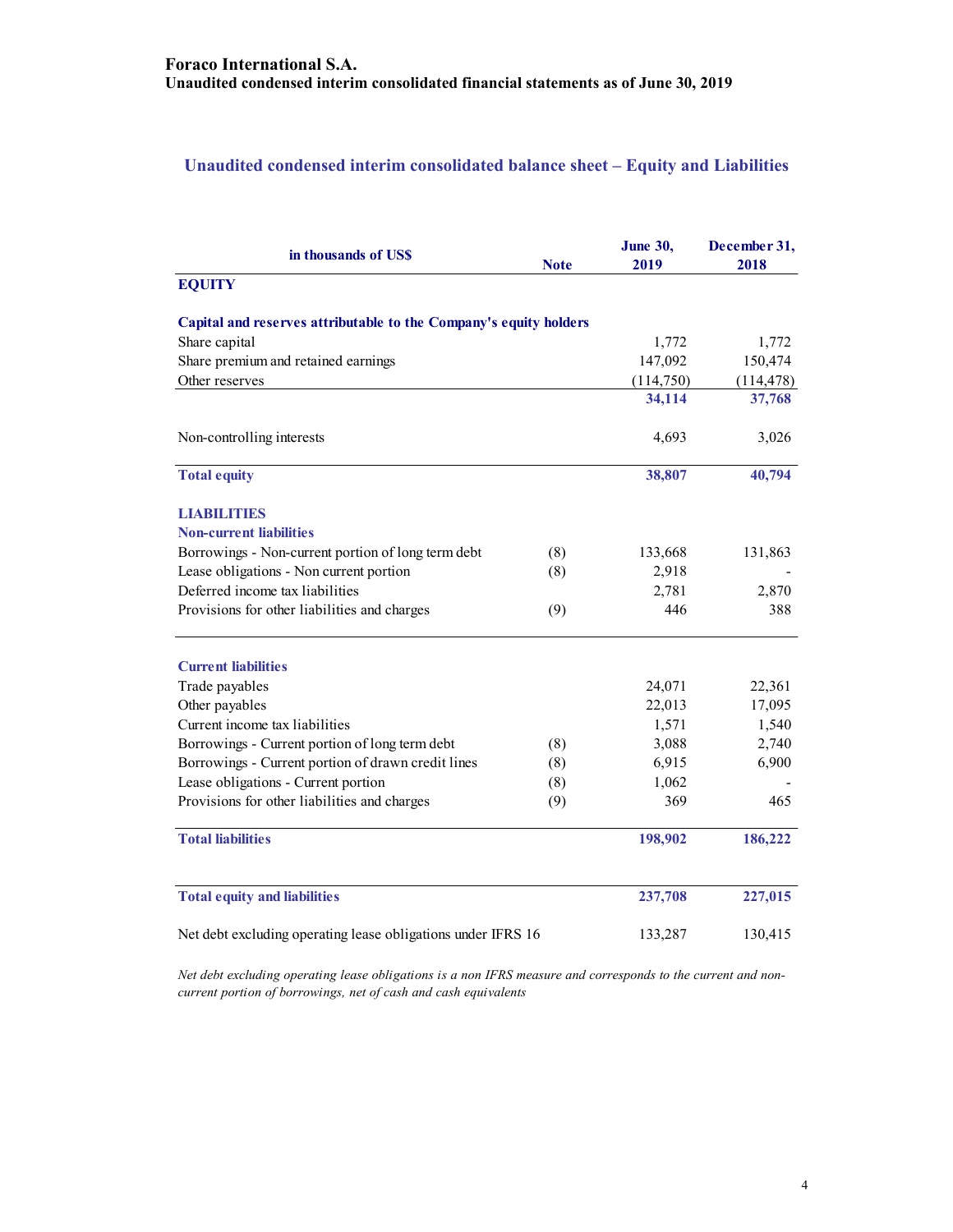**Foraco International S.A.**
**Unaudited condensed interim consolidated financial statements as of June 30, 2019**

## Unaudited condensed interim consolidated balance sheet – Equity and Liabilities

| in thousands of US$ | Note | June 30, 2019 | December 31, 2018 |
|---|---|---|---|
| **EQUITY** | | | |
| **Capital and reserves attributable to the Company's equity holders** | | | |
| Share capital | | 1,772 | 1,772 |
| Share premium and retained earnings | | 147,092 | 150,474 |
| Other reserves | | (114,750) | (114,478) |
| | | **34,114** | **37,768** |
| Non-controlling interests | | 4,693 | 3,026 |
| **Total equity** | | **38,807** | **40,794** |
| **LIABILITIES** | | | |
| **Non-current liabilities** | | | |
| Borrowings - Non-current portion of long term debt | (8) | 133,668 | 131,863 |
| Lease obligations - Non current portion | (8) | 2,918 | - |
| Deferred income tax liabilities | | 2,781 | 2,870 |
| Provisions for other liabilities and charges | (9) | 446 | 388 |
| **Current liabilities** | | | |
| Trade payables | | 24,071 | 22,361 |
| Other payables | | 22,013 | 17,095 |
| Current income tax liabilities | | 1,571 | 1,540 |
| Borrowings - Current portion of long term debt | (8) | 3,088 | 2,740 |
| Borrowings - Current portion of drawn credit lines | (8) | 6,915 | 6,900 |
| Lease obligations - Current portion | (8) | 1,062 | - |
| Provisions for other liabilities and charges | (9) | 369 | 465 |
| **Total liabilities** | | **198,902** | **186,222** |
| **Total equity and liabilities** | | **237,708** | **227,015** |
| Net debt excluding operating lease obligations under IFRS 16 | | 133,287 | 130,415 |

*Net debt excluding operating lease obligations is a non IFRS measure and corresponds to the current and non-current portion of borrowings, net of cash and cash equivalents*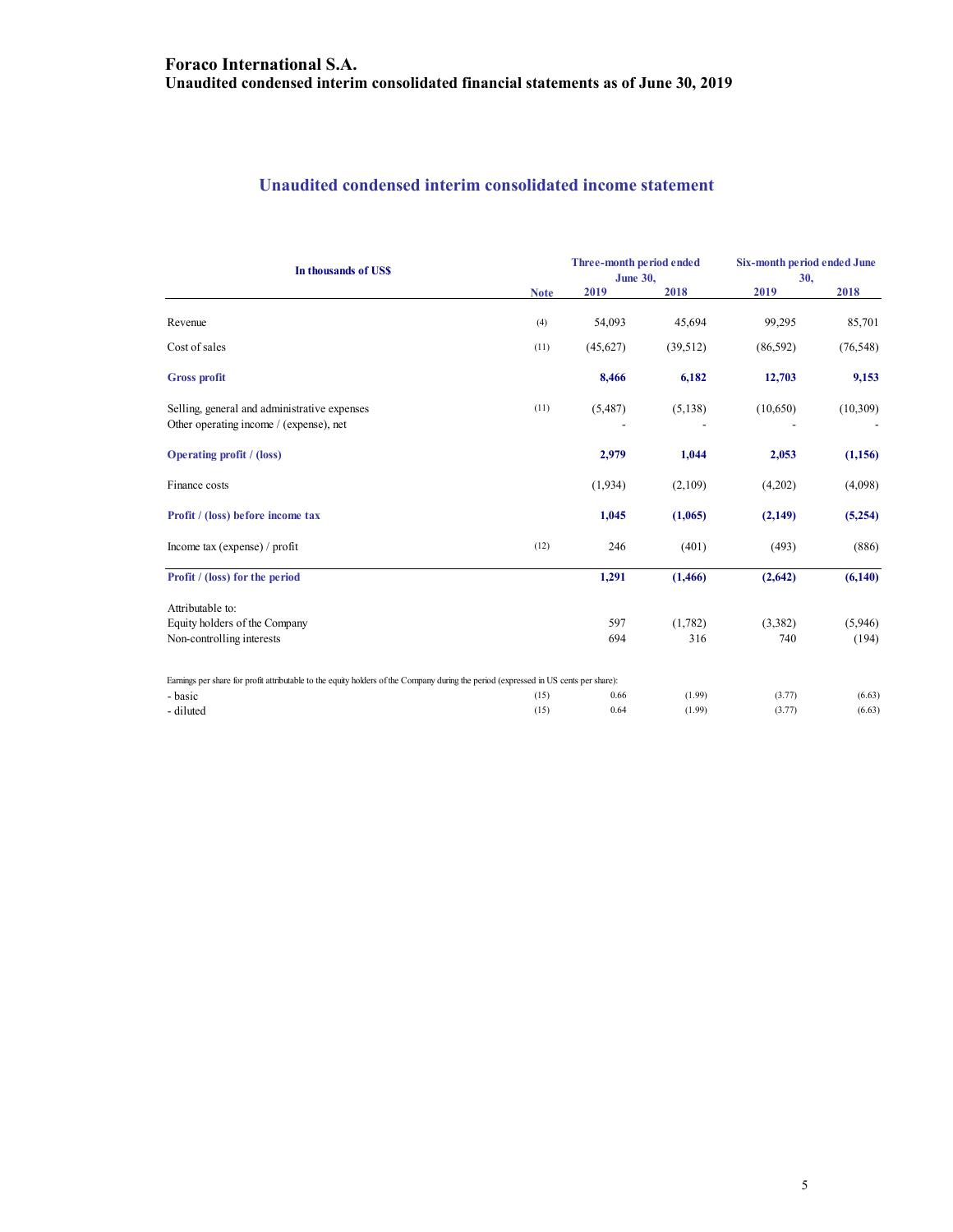# Foraco International S.A.
## Unaudited condensed interim consolidated financial statements as of June 30, 2019

## Unaudited condensed interim consolidated income statement

| In thousands of US$ | Note | Three-month period ended June 30, 2019 | Three-month period ended June 30, 2018 | Six-month period ended June 30, 2019 | Six-month period ended June 30, 2018 |
|---|---|---|---|---|---|
| Revenue | (4) | 54,093 | 45,694 | 99,295 | 85,701 |
| Cost of sales | (11) | (45,627) | (39,512) | (86,592) | (76,548) |
| **Gross profit** | | **8,466** | **6,182** | **12,703** | **9,153** |
| Selling, general and administrative expenses | (11) | (5,487) | (5,138) | (10,650) | (10,309) |
| Other operating income / (expense), net | | - | - | - | - |
| **Operating profit / (loss)** | | **2,979** | **1,044** | **2,053** | **(1,156)** |
| Finance costs | | (1,934) | (2,109) | (4,202) | (4,098) |
| **Profit / (loss) before income tax** | | **1,045** | **(1,065)** | **(2,149)** | **(5,254)** |
| Income tax (expense) / profit | (12) | 246 | (401) | (493) | (886) |
| **Profit / (loss) for the period** | | **1,291** | **(1,466)** | **(2,642)** | **(6,140)** |
| Attributable to: | | | | | |
| Equity holders of the Company | | 597 | (1,782) | (3,382) | (5,946) |
| Non-controlling interests | | 694 | 316 | 740 | (194) |
| Earnings per share for profit attributable to the equity holders of the Company during the period (expressed in US cents per share): | | | | | |
| - basic | (15) | 0.66 | (1.99) | (3.77) | (6.63) |
| - diluted | (15) | 0.64 | (1.99) | (3.77) | (6.63) |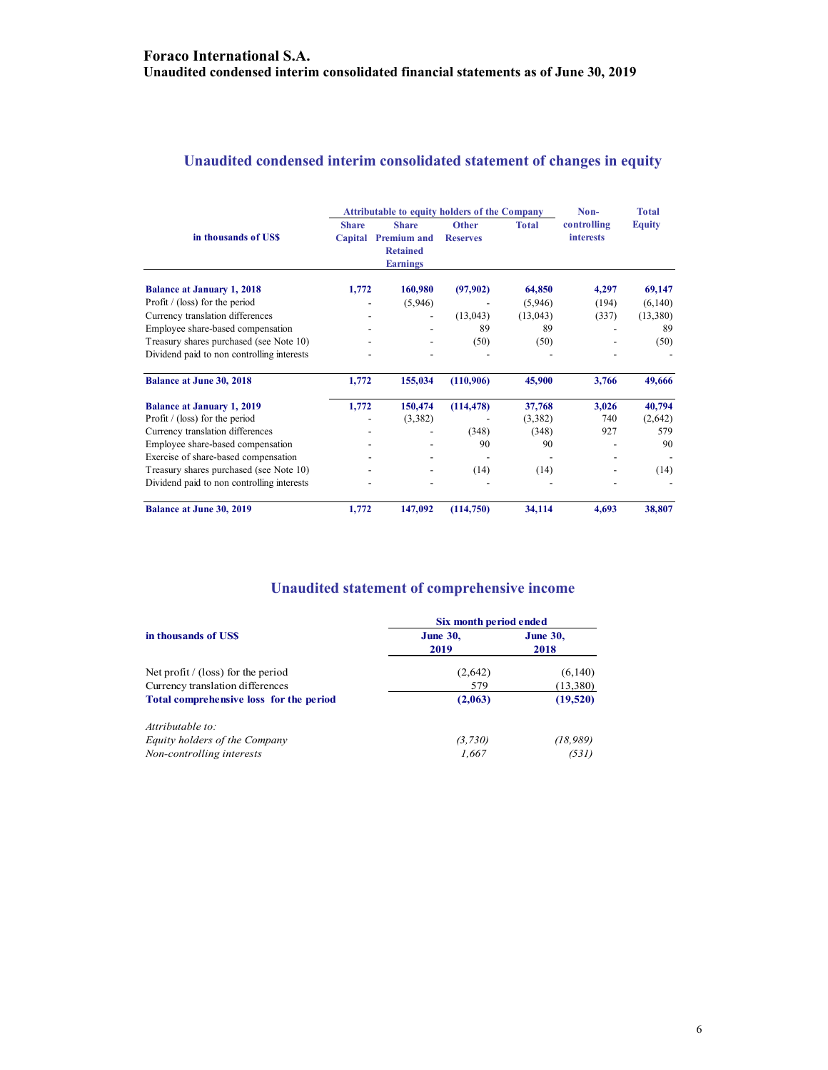# Foraco International S.A.
## Unaudited condensed interim consolidated financial statements as of June 30, 2019

## Unaudited condensed interim consolidated statement of changes in equity

| in thousands of US$ | Attributable to equity holders of the Company | | | | Non-controlling interests | Total Equity |
|---|---|---|---|---|---|---|
| | Share Capital | Share Premium and Retained Earnings | Other Reserves | Total | | |
| **Balance at January 1, 2018** | **1,772** | **160,980** | **(97,902)** | **64,850** | **4,297** | **69,147** |
| Profit / (loss) for the period | - | (5,946) | - | (5,946) | (194) | (6,140) |
| Currency translation differences | - | - | (13,043) | (13,043) | (337) | (13,380) |
| Employee share-based compensation | - | - | 89 | 89 | - | 89 |
| Treasury shares purchased (see Note 10) | - | - | (50) | (50) | - | (50) |
| Dividend paid to non controlling interests | - | - | - | - | - | - |
| **Balance at June 30, 2018** | **1,772** | **155,034** | **(110,906)** | **45,900** | **3,766** | **49,666** |
| **Balance at January 1, 2019** | **1,772** | **150,474** | **(114,478)** | **37,768** | **3,026** | **40,794** |
| Profit / (loss) for the period | - | (3,382) | - | (3,382) | 740 | (2,642) |
| Currency translation differences | - | - | (348) | (348) | 927 | 579 |
| Employee share-based compensation | - | - | 90 | 90 | - | 90 |
| Exercise of share-based compensation | - | - | - | - | - | - |
| Treasury shares purchased (see Note 10) | - | - | (14) | (14) | - | (14) |
| Dividend paid to non controlling interests | - | - | - | - | - | - |
| **Balance at June 30, 2019** | **1,772** | **147,092** | **(114,750)** | **34,114** | **4,693** | **38,807** |

## Unaudited statement of comprehensive income

| in thousands of US$ | Six month period ended | |
|---|---|---|
| | June 30, 2019 | June 30, 2018 |
| Net profit / (loss) for the period | (2,642) | (6,140) |
| Currency translation differences | 579 | (13,380) |
| **Total comprehensive loss for the period** | **(2,063)** | **(19,520)** |
| *Attributable to:* | | |
| *Equity holders of the Company* | *(3,730)* | *(18,989)* |
| *Non-controlling interests* | *1,667* | *(531)* |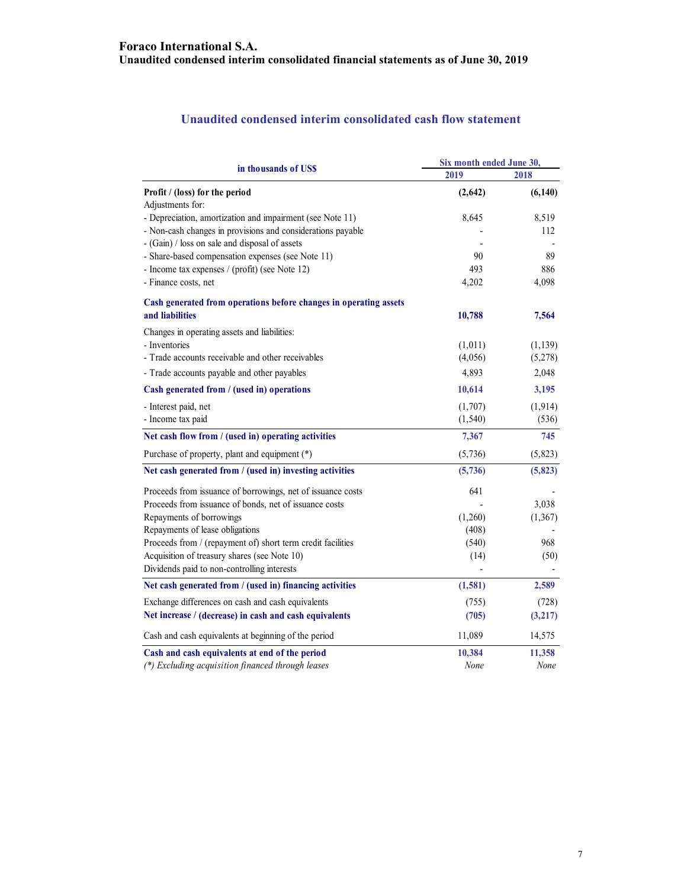**Foraco International S.A.**
**Unaudited condensed interim consolidated financial statements as of June 30, 2019**

## Unaudited condensed interim consolidated cash flow statement

| in thousands of US$ | Six month ended June 30, 2019 | Six month ended June 30, 2018 |
|---|---|---|
| **Profit / (loss) for the period** | **(2,642)** | **(6,140)** |
| Adjustments for: | | |
| - Depreciation, amortization and impairment (see Note 11) | 8,645 | 8,519 |
| - Non-cash changes in provisions and considerations payable | - | 112 |
| - (Gain) / loss on sale and disposal of assets | - | - |
| - Share-based compensation expenses (see Note 11) | 90 | 89 |
| - Income tax expenses / (profit) (see Note 12) | 493 | 886 |
| - Finance costs, net | 4,202 | 4,098 |
| **Cash generated from operations before changes in operating assets and liabilities** | **10,788** | **7,564** |
| Changes in operating assets and liabilities: | | |
| - Inventories | (1,011) | (1,139) |
| - Trade accounts receivable and other receivables | (4,056) | (5,278) |
| - Trade accounts payable and other payables | 4,893 | 2,048 |
| **Cash generated from / (used in) operations** | **10,614** | **3,195** |
| - Interest paid, net | (1,707) | (1,914) |
| - Income tax paid | (1,540) | (536) |
| **Net cash flow from / (used in) operating activities** | **7,367** | **745** |
| Purchase of property, plant and equipment (*) | (5,736) | (5,823) |
| **Net cash generated from / (used in) investing activities** | **(5,736)** | **(5,823)** |
| Proceeds from issuance of borrowings, net of issuance costs | 641 | - |
| Proceeds from issuance of bonds, net of issuance costs | - | 3,038 |
| Repayments of borrowings | (1,260) | (1,367) |
| Repayments of lease obligations | (408) | - |
| Proceeds from / (repayment of) short term credit facilities | (540) | 968 |
| Acquisition of treasury shares (see Note 10) | (14) | (50) |
| Dividends paid to non-controlling interests | - | - |
| **Net cash generated from / (used in) financing activities** | **(1,581)** | **2,589** |
| Exchange differences on cash and cash equivalents | (755) | (728) |
| **Net increase / (decrease) in cash and cash equivalents** | **(705)** | **(3,217)** |
| Cash and cash equivalents at beginning of the period | 11,089 | 14,575 |
| **Cash and cash equivalents at end of the period** | **10,384** | **11,358** |
| *(\*) Excluding acquisition financed through leases* | *None* | *None* |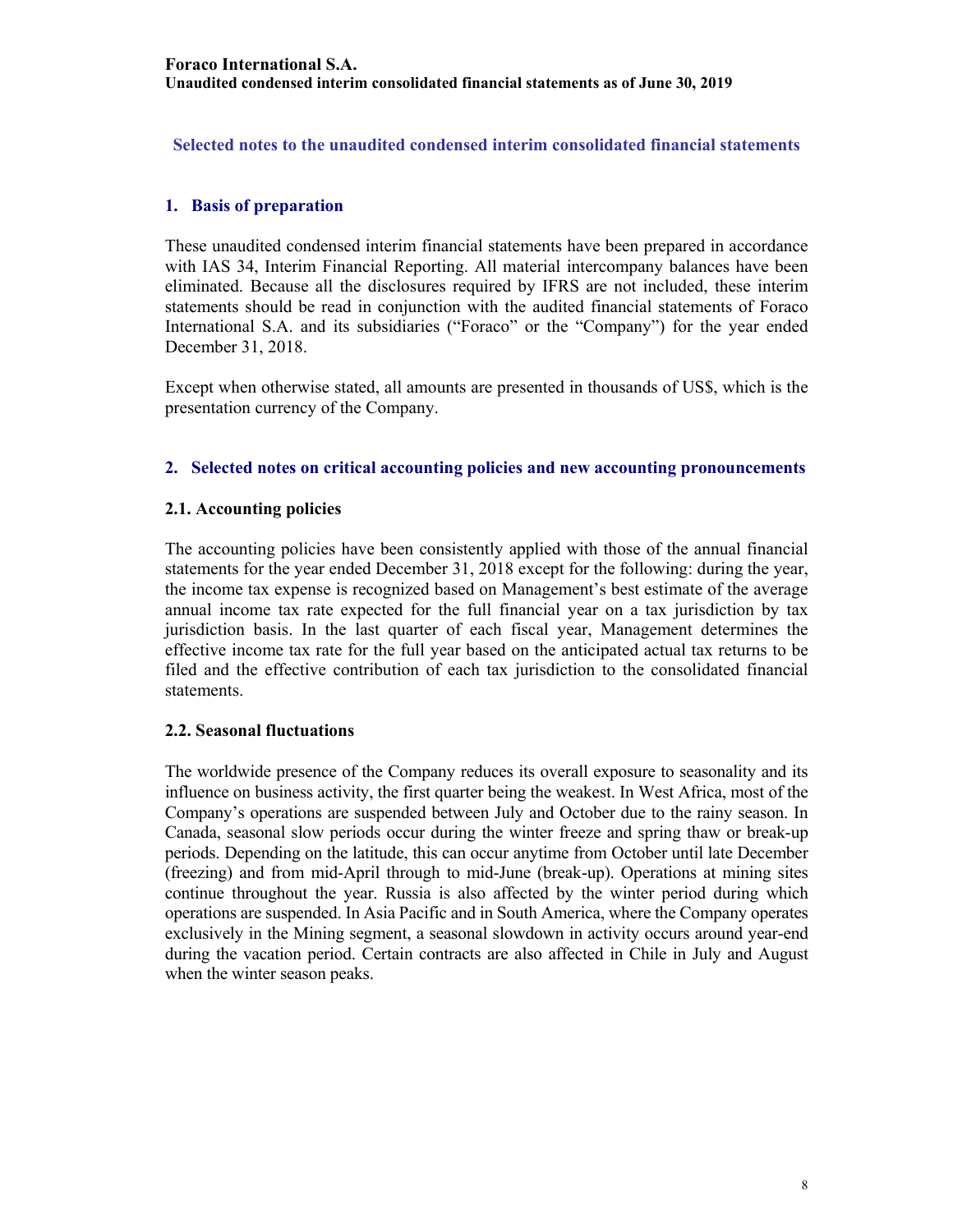## Selected notes to the unaudited condensed interim consolidated financial statements

### 1. Basis of preparation

These unaudited condensed interim financial statements have been prepared in accordance with IAS 34, Interim Financial Reporting. All material intercompany balances have been eliminated. Because all the disclosures required by IFRS are not included, these interim statements should be read in conjunction with the audited financial statements of Foraco International S.A. and its subsidiaries ("Foraco" or the "Company") for the year ended December 31, 2018.

Except when otherwise stated, all amounts are presented in thousands of US$, which is the presentation currency of the Company.

### 2. Selected notes on critical accounting policies and new accounting pronouncements

#### 2.1. Accounting policies

The accounting policies have been consistently applied with those of the annual financial statements for the year ended December 31, 2018 except for the following: during the year, the income tax expense is recognized based on Management's best estimate of the average annual income tax rate expected for the full financial year on a tax jurisdiction by tax jurisdiction basis. In the last quarter of each fiscal year, Management determines the effective income tax rate for the full year based on the anticipated actual tax returns to be filed and the effective contribution of each tax jurisdiction to the consolidated financial statements.

#### 2.2. Seasonal fluctuations

The worldwide presence of the Company reduces its overall exposure to seasonality and its influence on business activity, the first quarter being the weakest. In West Africa, most of the Company's operations are suspended between July and October due to the rainy season. In Canada, seasonal slow periods occur during the winter freeze and spring thaw or break-up periods. Depending on the latitude, this can occur anytime from October until late December (freezing) and from mid-April through to mid-June (break-up). Operations at mining sites continue throughout the year. Russia is also affected by the winter period during which operations are suspended. In Asia Pacific and in South America, where the Company operates exclusively in the Mining segment, a seasonal slowdown in activity occurs around year-end during the vacation period. Certain contracts are also affected in Chile in July and August when the winter season peaks.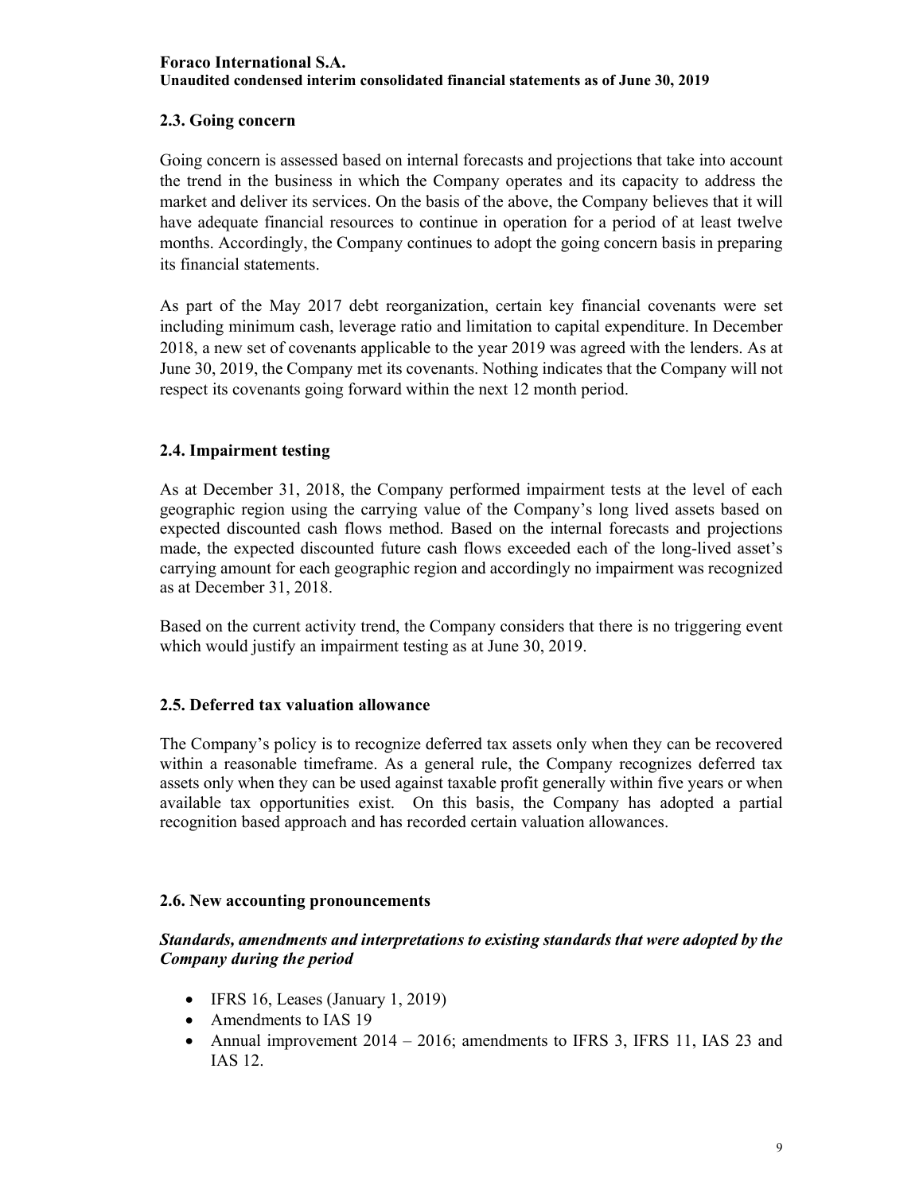## 2.3. Going concern

Going concern is assessed based on internal forecasts and projections that take into account the trend in the business in which the Company operates and its capacity to address the market and deliver its services. On the basis of the above, the Company believes that it will have adequate financial resources to continue in operation for a period of at least twelve months. Accordingly, the Company continues to adopt the going concern basis in preparing its financial statements.

As part of the May 2017 debt reorganization, certain key financial covenants were set including minimum cash, leverage ratio and limitation to capital expenditure. In December 2018, a new set of covenants applicable to the year 2019 was agreed with the lenders. As at June 30, 2019, the Company met its covenants. Nothing indicates that the Company will not respect its covenants going forward within the next 12 month period.

## 2.4. Impairment testing

As at December 31, 2018, the Company performed impairment tests at the level of each geographic region using the carrying value of the Company's long lived assets based on expected discounted cash flows method. Based on the internal forecasts and projections made, the expected discounted future cash flows exceeded each of the long-lived asset's carrying amount for each geographic region and accordingly no impairment was recognized as at December 31, 2018.

Based on the current activity trend, the Company considers that there is no triggering event which would justify an impairment testing as at June 30, 2019.

## 2.5. Deferred tax valuation allowance

The Company's policy is to recognize deferred tax assets only when they can be recovered within a reasonable timeframe. As a general rule, the Company recognizes deferred tax assets only when they can be used against taxable profit generally within five years or when available tax opportunities exist. On this basis, the Company has adopted a partial recognition based approach and has recorded certain valuation allowances.

## 2.6. New accounting pronouncements

***Standards, amendments and interpretations to existing standards that were adopted by the Company during the period***

- IFRS 16, Leases (January 1, 2019)
- Amendments to IAS 19
- Annual improvement 2014 – 2016; amendments to IFRS 3, IFRS 11, IAS 23 and IAS 12.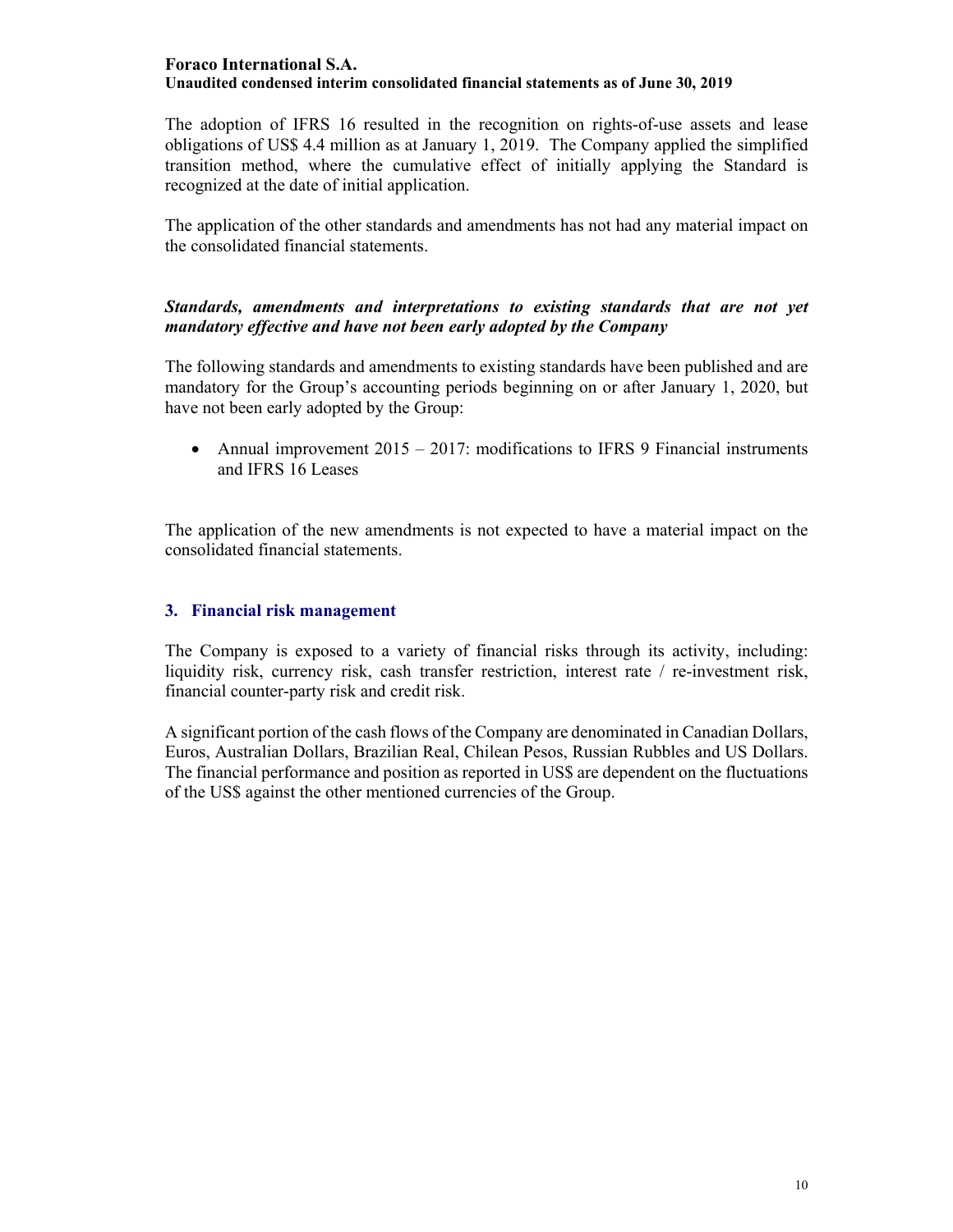The adoption of IFRS 16 resulted in the recognition on rights-of-use assets and lease obligations of US$ 4.4 million as at January 1, 2019. The Company applied the simplified transition method, where the cumulative effect of initially applying the Standard is recognized at the date of initial application.

The application of the other standards and amendments has not had any material impact on the consolidated financial statements.

***Standards, amendments and interpretations to existing standards that are not yet mandatory effective and have not been early adopted by the Company***

The following standards and amendments to existing standards have been published and are mandatory for the Group's accounting periods beginning on or after January 1, 2020, but have not been early adopted by the Group:

- Annual improvement 2015 – 2017: modifications to IFRS 9 Financial instruments and IFRS 16 Leases

The application of the new amendments is not expected to have a material impact on the consolidated financial statements.

## 3. Financial risk management

The Company is exposed to a variety of financial risks through its activity, including: liquidity risk, currency risk, cash transfer restriction, interest rate / re-investment risk, financial counter-party risk and credit risk.

A significant portion of the cash flows of the Company are denominated in Canadian Dollars, Euros, Australian Dollars, Brazilian Real, Chilean Pesos, Russian Rubbles and US Dollars. The financial performance and position as reported in US$ are dependent on the fluctuations of the US$ against the other mentioned currencies of the Group.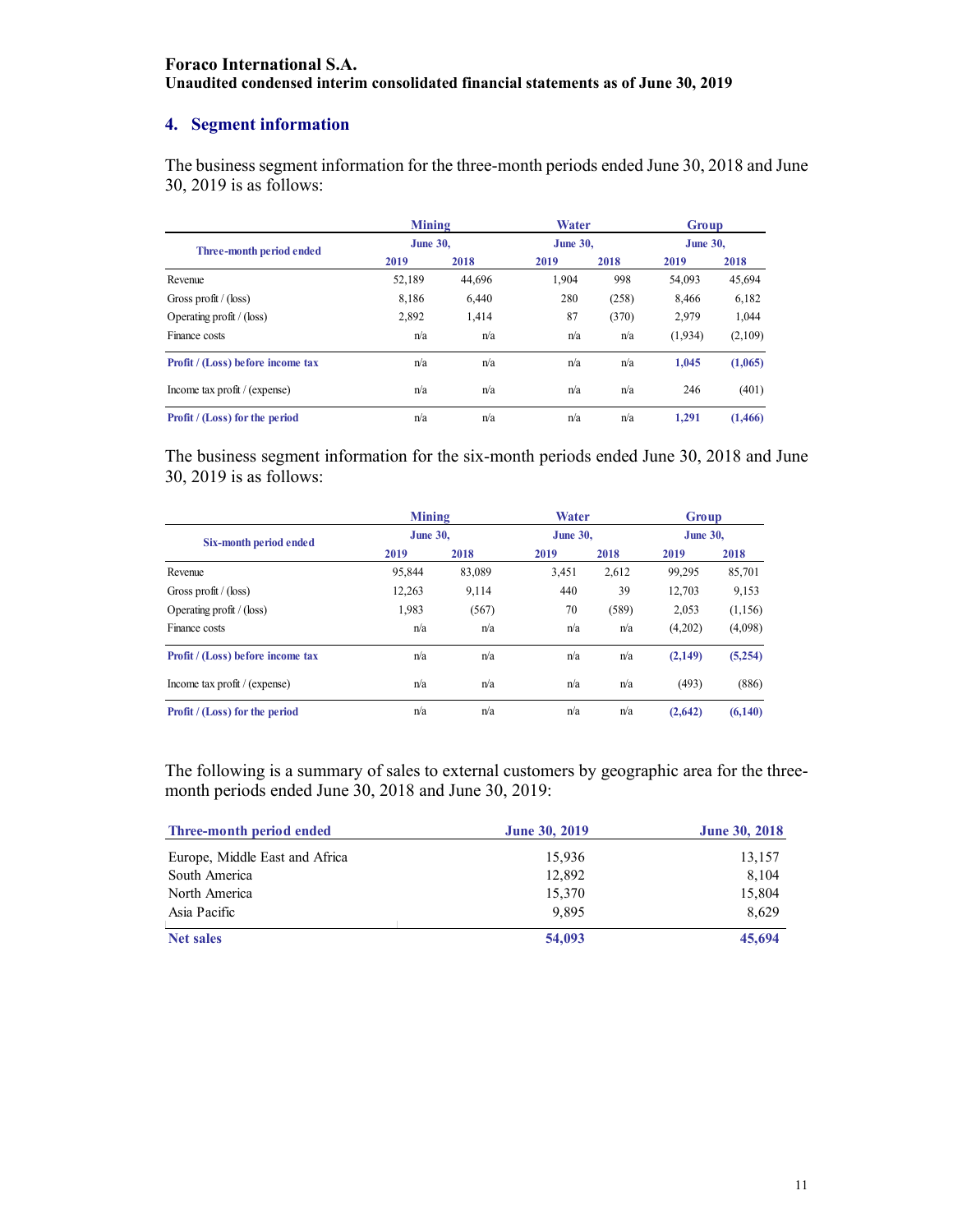# Foraco International S.A.

**Unaudited condensed interim consolidated financial statements as of June 30, 2019**

## 4. Segment information

The business segment information for the three-month periods ended June 30, 2018 and June 30, 2019 is as follows:

| Three-month period ended | Mining | | Water | | Group | |
|---|---|---|---|---|---|---|
| | June 30, | | June 30, | | June 30, | |
| | 2019 | 2018 | 2019 | 2018 | 2019 | 2018 |
| Revenue | 52,189 | 44,696 | 1,904 | 998 | 54,093 | 45,694 |
| Gross profit / (loss) | 8,186 | 6,440 | 280 | (258) | 8,466 | 6,182 |
| Operating profit / (loss) | 2,892 | 1,414 | 87 | (370) | 2,979 | 1,044 |
| Finance costs | n/a | n/a | n/a | n/a | (1,934) | (2,109) |
| **Profit / (Loss) before income tax** | n/a | n/a | n/a | n/a | **1,045** | **(1,065)** |
| Income tax profit / (expense) | n/a | n/a | n/a | n/a | 246 | (401) |
| **Profit / (Loss) for the period** | n/a | n/a | n/a | n/a | **1,291** | **(1,466)** |

The business segment information for the six-month periods ended June 30, 2018 and June 30, 2019 is as follows:

| Six-month period ended | Mining | | Water | | Group | |
|---|---|---|---|---|---|---|
| | June 30, | | June 30, | | June 30, | |
| | 2019 | 2018 | 2019 | 2018 | 2019 | 2018 |
| Revenue | 95,844 | 83,089 | 3,451 | 2,612 | 99,295 | 85,701 |
| Gross profit / (loss) | 12,263 | 9,114 | 440 | 39 | 12,703 | 9,153 |
| Operating profit / (loss) | 1,983 | (567) | 70 | (589) | 2,053 | (1,156) |
| Finance costs | n/a | n/a | n/a | n/a | (4,202) | (4,098) |
| **Profit / (Loss) before income tax** | n/a | n/a | n/a | n/a | **(2,149)** | **(5,254)** |
| Income tax profit / (expense) | n/a | n/a | n/a | n/a | (493) | (886) |
| **Profit / (Loss) for the period** | n/a | n/a | n/a | n/a | **(2,642)** | **(6,140)** |

The following is a summary of sales to external customers by geographic area for the three-month periods ended June 30, 2018 and June 30, 2019:

| Three-month period ended | June 30, 2019 | June 30, 2018 |
|---|---|---|
| Europe, Middle East and Africa | 15,936 | 13,157 |
| South America | 12,892 | 8,104 |
| North America | 15,370 | 15,804 |
| Asia Pacific | 9,895 | 8,629 |
| **Net sales** | **54,093** | **45,694** |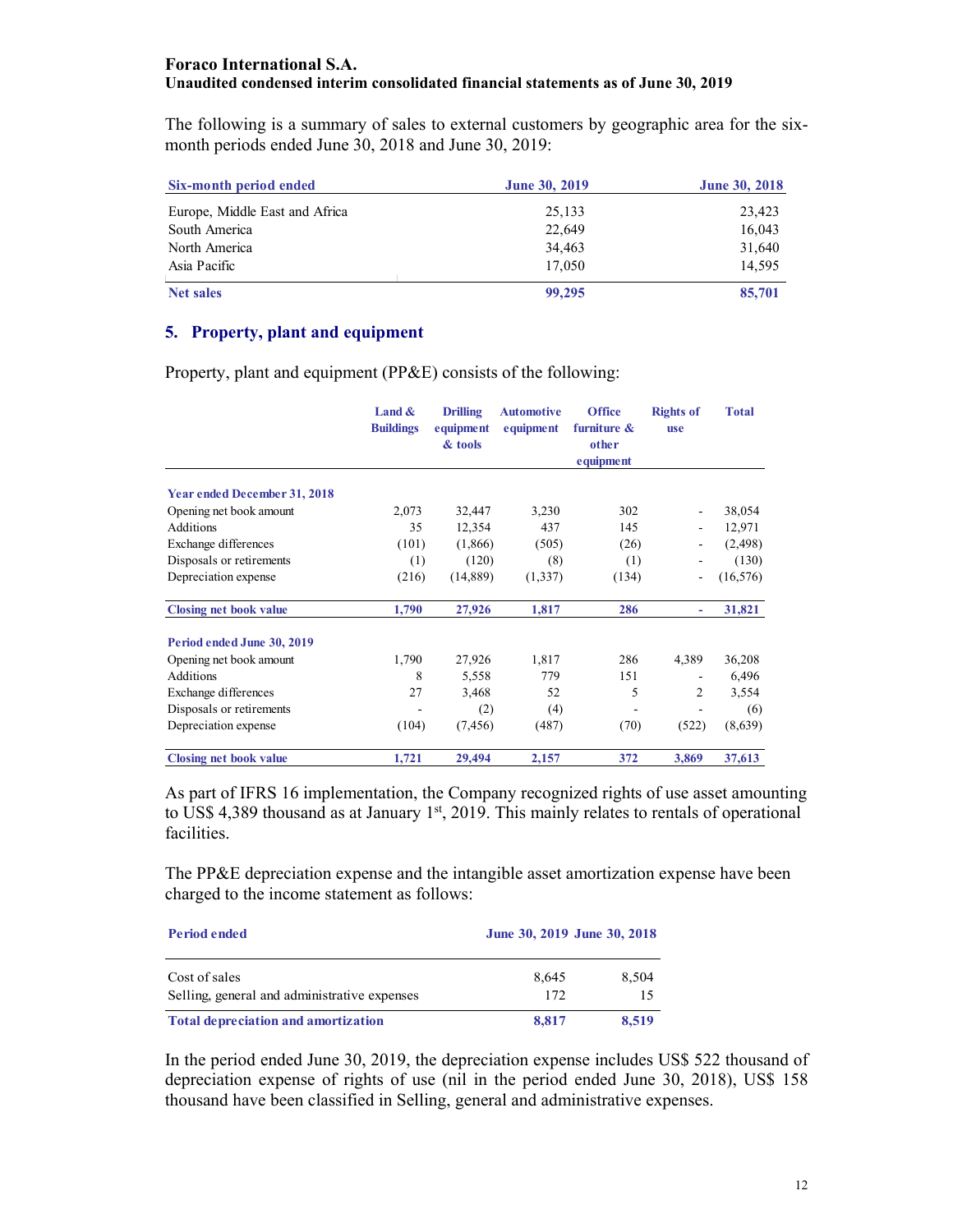The following is a summary of sales to external customers by geographic area for the six-month periods ended June 30, 2018 and June 30, 2019:

| Six-month period ended | June 30, 2019 | June 30, 2018 |
|---|---|---|
| Europe, Middle East and Africa | 25,133 | 23,423 |
| South America | 22,649 | 16,043 |
| North America | 34,463 | 31,640 |
| Asia Pacific | 17,050 | 14,595 |
| **Net sales** | **99,295** | **85,701** |

## 5. Property, plant and equipment

Property, plant and equipment (PP&E) consists of the following:

| | Land & Buildings | Drilling equipment & tools | Automotive equipment | Office furniture & other equipment | Rights of use | Total |
|---|---|---|---|---|---|---|
| **Year ended December 31, 2018** | | | | | | |
| Opening net book amount | 2,073 | 32,447 | 3,230 | 302 | - | 38,054 |
| Additions | 35 | 12,354 | 437 | 145 | - | 12,971 |
| Exchange differences | (101) | (1,866) | (505) | (26) | - | (2,498) |
| Disposals or retirements | (1) | (120) | (8) | (1) | - | (130) |
| Depreciation expense | (216) | (14,889) | (1,337) | (134) | - | (16,576) |
| **Closing net book value** | **1,790** | **27,926** | **1,817** | **286** | **-** | **31,821** |
| **Period ended June 30, 2019** | | | | | | |
| Opening net book amount | 1,790 | 27,926 | 1,817 | 286 | 4,389 | 36,208 |
| Additions | 8 | 5,558 | 779 | 151 | - | 6,496 |
| Exchange differences | 27 | 3,468 | 52 | 5 | 2 | 3,554 |
| Disposals or retirements | - | (2) | (4) | - | - | (6) |
| Depreciation expense | (104) | (7,456) | (487) | (70) | (522) | (8,639) |
| **Closing net book value** | **1,721** | **29,494** | **2,157** | **372** | **3,869** | **37,613** |

As part of IFRS 16 implementation, the Company recognized rights of use asset amounting to US$ 4,389 thousand as at January 1st, 2019. This mainly relates to rentals of operational facilities.

The PP&E depreciation expense and the intangible asset amortization expense have been charged to the income statement as follows:

| Period ended | June 30, 2019 | June 30, 2018 |
|---|---|---|
| Cost of sales | 8,645 | 8,504 |
| Selling, general and administrative expenses | 172 | 15 |
| **Total depreciation and amortization** | **8,817** | **8,519** |

In the period ended June 30, 2019, the depreciation expense includes US$ 522 thousand of depreciation expense of rights of use (nil in the period ended June 30, 2018), US$ 158 thousand have been classified in Selling, general and administrative expenses.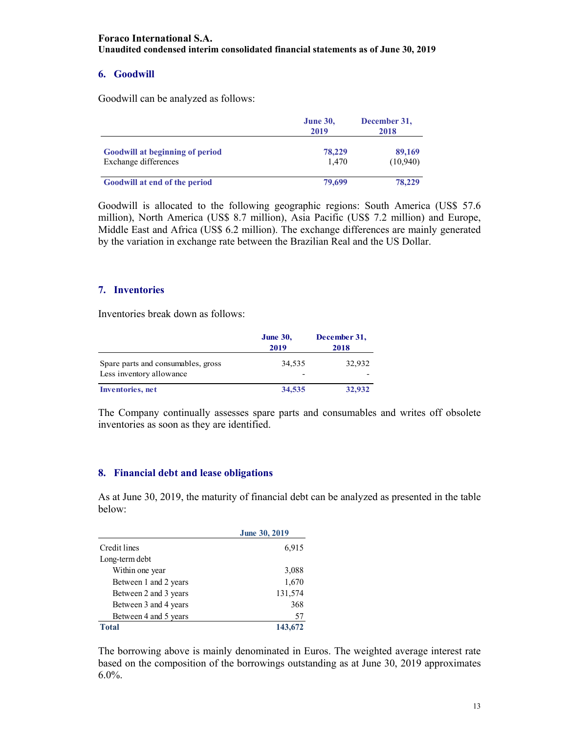## 6. Goodwill

Goodwill can be analyzed as follows:

| | June 30, 2019 | December 31, 2018 |
|---|---|---|
| **Goodwill at beginning of period** | **78,229** | **89,169** |
| Exchange differences | 1,470 | (10,940) |
| **Goodwill at end of the period** | **79,699** | **78,229** |

Goodwill is allocated to the following geographic regions: South America (US$ 57.6 million), North America (US$ 8.7 million), Asia Pacific (US$ 7.2 million) and Europe, Middle East and Africa (US$ 6.2 million). The exchange differences are mainly generated by the variation in exchange rate between the Brazilian Real and the US Dollar.

## 7. Inventories

Inventories break down as follows:

| | June 30, 2019 | December 31, 2018 |
|---|---|---|
| Spare parts and consumables, gross | 34,535 | 32,932 |
| Less inventory allowance | - | - |
| **Inventories, net** | **34,535** | **32,932** |

The Company continually assesses spare parts and consumables and writes off obsolete inventories as soon as they are identified.

## 8. Financial debt and lease obligations

As at June 30, 2019, the maturity of financial debt can be analyzed as presented in the table below:

| | June 30, 2019 |
|---|---|
| Credit lines | 6,915 |
| Long-term debt | |
| Within one year | 3,088 |
| Between 1 and 2 years | 1,670 |
| Between 2 and 3 years | 131,574 |
| Between 3 and 4 years | 368 |
| Between 4 and 5 years | 57 |
| **Total** | **143,672** |

The borrowing above is mainly denominated in Euros. The weighted average interest rate based on the composition of the borrowings outstanding as at June 30, 2019 approximates 6.0%.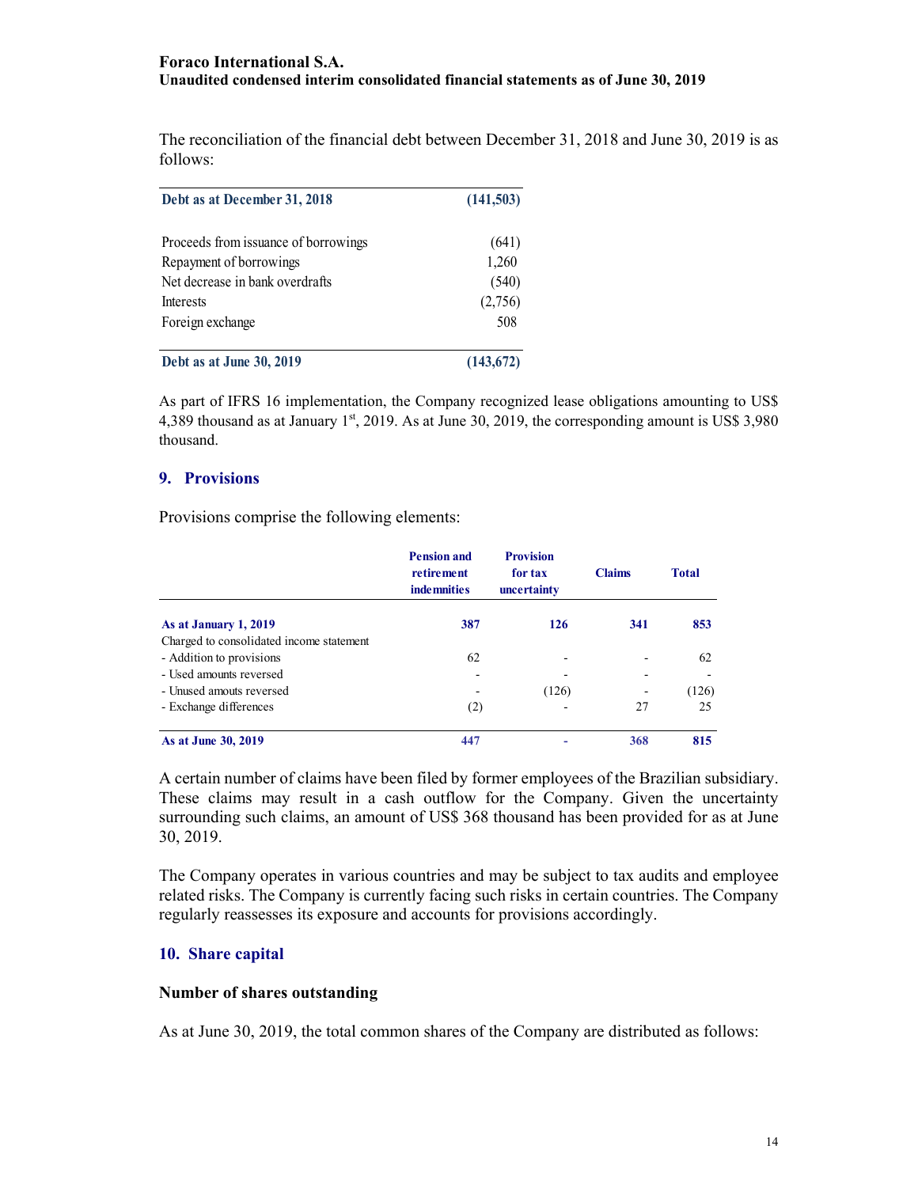The reconciliation of the financial debt between December 31, 2018 and June 30, 2019 is as follows:

| **Debt as at December 31, 2018** | **(141,503)** |
|---|---|
| Proceeds from issuance of borrowings | (641) |
| Repayment of borrowings | 1,260 |
| Net decrease in bank overdrafts | (540) |
| Interests | (2,756) |
| Foreign exchange | 508 |
| **Debt as at June 30, 2019** | **(143,672)** |

As part of IFRS 16 implementation, the Company recognized lease obligations amounting to US$ 4,389 thousand as at January 1st, 2019. As at June 30, 2019, the corresponding amount is US$ 3,980 thousand.

## 9. Provisions

Provisions comprise the following elements:

| | **Pension and retirement indemnities** | **Provision for tax uncertainty** | **Claims** | **Total** |
|---|---|---|---|---|
| **As at January 1, 2019** | **387** | **126** | **341** | **853** |
| Charged to consolidated income statement | | | | |
| - Addition to provisions | 62 | - | - | 62 |
| - Used amounts reversed | - | - | - | - |
| - Unused amouts reversed | - | (126) | - | (126) |
| - Exchange differences | (2) | - | 27 | 25 |
| **As at June 30, 2019** | **447** | **-** | **368** | **815** |

A certain number of claims have been filed by former employees of the Brazilian subsidiary. These claims may result in a cash outflow for the Company. Given the uncertainty surrounding such claims, an amount of US$ 368 thousand has been provided for as at June 30, 2019.

The Company operates in various countries and may be subject to tax audits and employee related risks. The Company is currently facing such risks in certain countries. The Company regularly reassesses its exposure and accounts for provisions accordingly.

## 10. Share capital

### Number of shares outstanding

As at June 30, 2019, the total common shares of the Company are distributed as follows: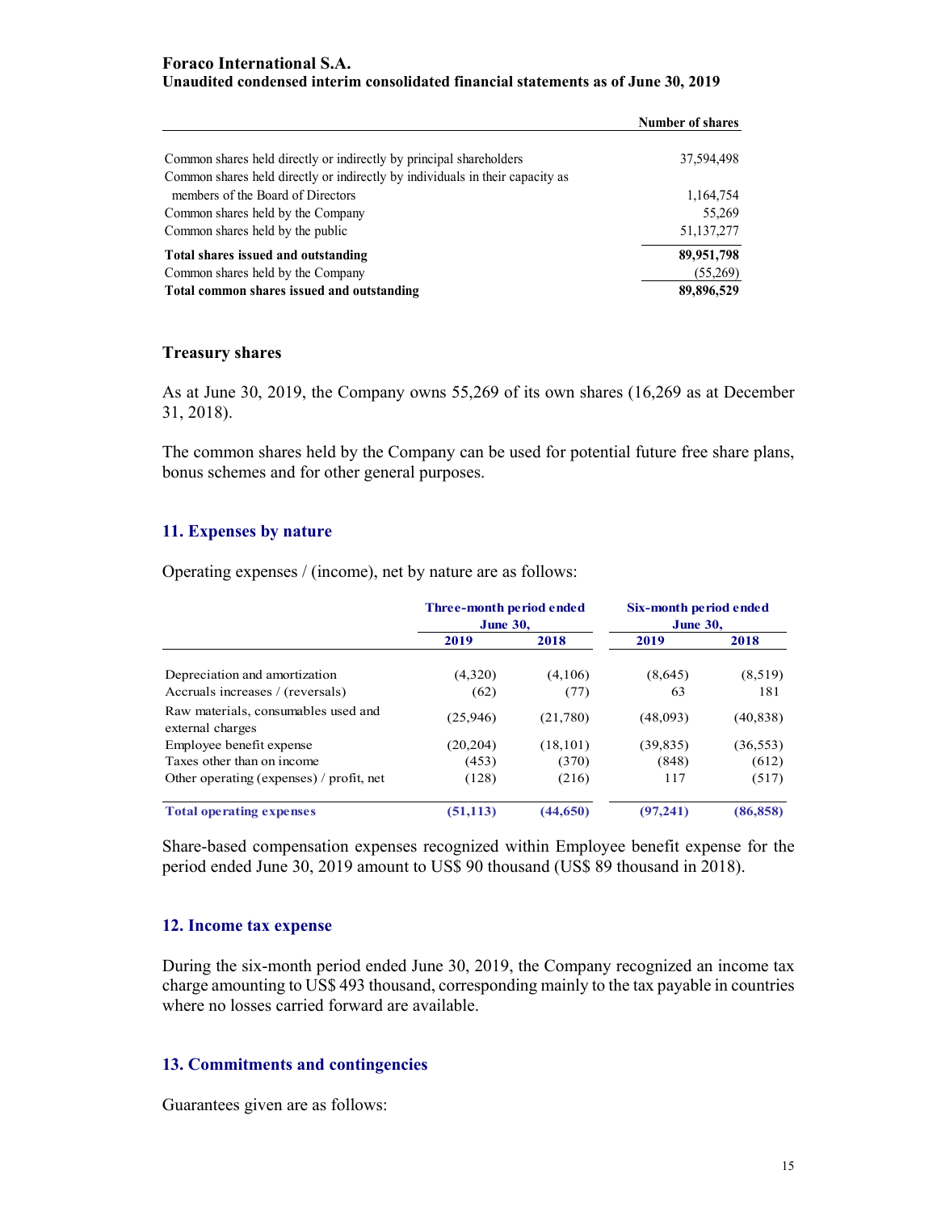| | Number of shares |
|---|---|
| Common shares held directly or indirectly by principal shareholders | 37,594,498 |
| Common shares held directly or indirectly by individuals in their capacity as members of the Board of Directors | 1,164,754 |
| Common shares held by the Company | 55,269 |
| Common shares held by the public | 51,137,277 |
| **Total shares issued and outstanding** | **89,951,798** |
| Common shares held by the Company | (55,269) |
| **Total common shares issued and outstanding** | **89,896,529** |

### Treasury shares

As at June 30, 2019, the Company owns 55,269 of its own shares (16,269 as at December 31, 2018).

The common shares held by the Company can be used for potential future free share plans, bonus schemes and for other general purposes.

## 11. Expenses by nature

Operating expenses / (income), net by nature are as follows:

| | Three-month period ended June 30, | | Six-month period ended June 30, | |
|---|---|---|---|---|
| | 2019 | 2018 | 2019 | 2018 |
| Depreciation and amortization | (4,320) | (4,106) | (8,645) | (8,519) |
| Accruals increases / (reversals) | (62) | (77) | 63 | 181 |
| Raw materials, consumables used and external charges | (25,946) | (21,780) | (48,093) | (40,838) |
| Employee benefit expense | (20,204) | (18,101) | (39,835) | (36,553) |
| Taxes other than on income | (453) | (370) | (848) | (612) |
| Other operating (expenses) / profit, net | (128) | (216) | 117 | (517) |
| **Total operating expenses** | **(51,113)** | **(44,650)** | **(97,241)** | **(86,858)** |

Share-based compensation expenses recognized within Employee benefit expense for the period ended June 30, 2019 amount to US$ 90 thousand (US$ 89 thousand in 2018).

## 12. Income tax expense

During the six-month period ended June 30, 2019, the Company recognized an income tax charge amounting to US$ 493 thousand, corresponding mainly to the tax payable in countries where no losses carried forward are available.

## 13. Commitments and contingencies

Guarantees given are as follows: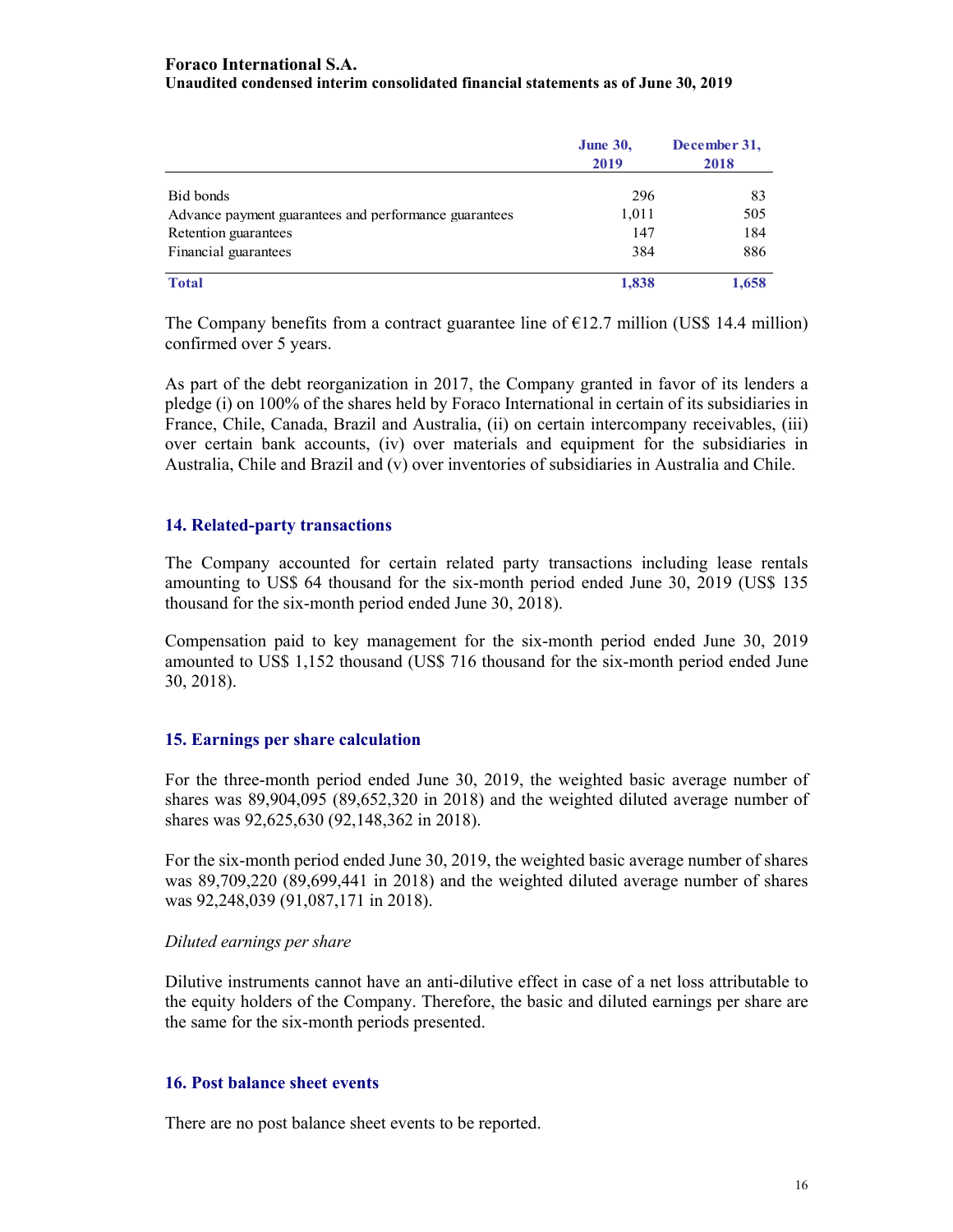| | June 30, 2019 | December 31, 2018 |
|---|---|---|
| Bid bonds | 296 | 83 |
| Advance payment guarantees and performance guarantees | 1,011 | 505 |
| Retention guarantees | 147 | 184 |
| Financial guarantees | 384 | 886 |
| **Total** | **1,838** | **1,658** |

The Company benefits from a contract guarantee line of €12.7 million (US$ 14.4 million) confirmed over 5 years.

As part of the debt reorganization in 2017, the Company granted in favor of its lenders a pledge (i) on 100% of the shares held by Foraco International in certain of its subsidiaries in France, Chile, Canada, Brazil and Australia, (ii) on certain intercompany receivables, (iii) over certain bank accounts, (iv) over materials and equipment for the subsidiaries in Australia, Chile and Brazil and (v) over inventories of subsidiaries in Australia and Chile.

## 14. Related-party transactions

The Company accounted for certain related party transactions including lease rentals amounting to US$ 64 thousand for the six-month period ended June 30, 2019 (US$ 135 thousand for the six-month period ended June 30, 2018).

Compensation paid to key management for the six-month period ended June 30, 2019 amounted to US$ 1,152 thousand (US$ 716 thousand for the six-month period ended June 30, 2018).

## 15. Earnings per share calculation

For the three-month period ended June 30, 2019, the weighted basic average number of shares was 89,904,095 (89,652,320 in 2018) and the weighted diluted average number of shares was 92,625,630 (92,148,362 in 2018).

For the six-month period ended June 30, 2019, the weighted basic average number of shares was 89,709,220 (89,699,441 in 2018) and the weighted diluted average number of shares was 92,248,039 (91,087,171 in 2018).

*Diluted earnings per share*

Dilutive instruments cannot have an anti-dilutive effect in case of a net loss attributable to the equity holders of the Company. Therefore, the basic and diluted earnings per share are the same for the six-month periods presented.

## 16. Post balance sheet events

There are no post balance sheet events to be reported.